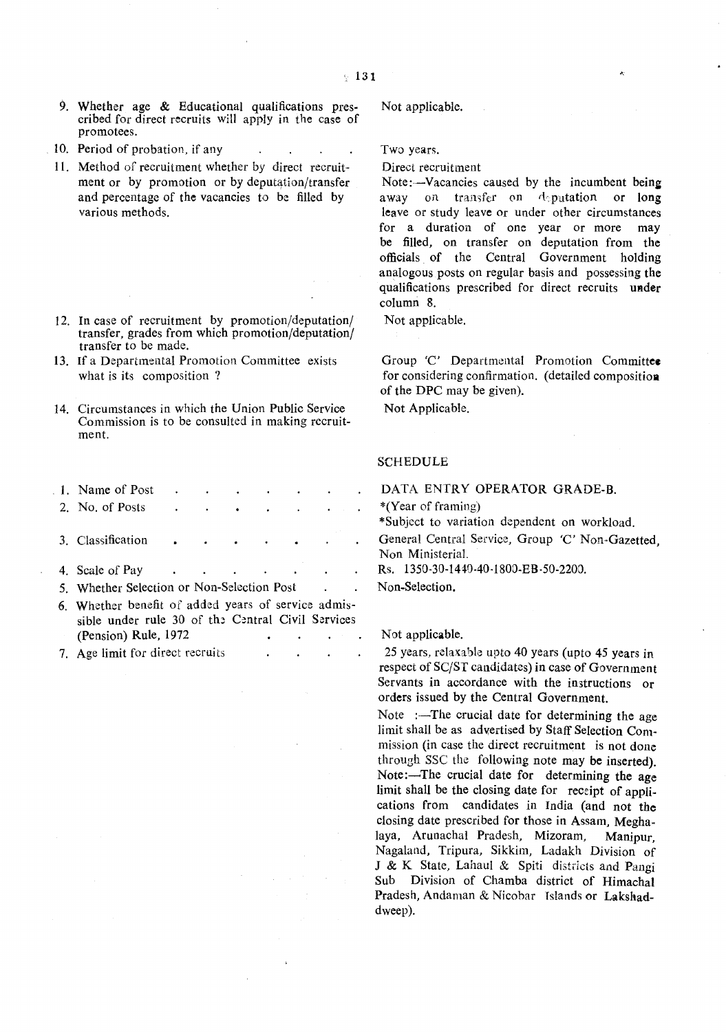| | |
|---|---|
| 9. Whether age & Educational qualifications prescribed for direct recruits will apply in the case of promotees. | Not applicable. |
| 10. Period of probation, if any | Two years. |
| 11. Method of recruitment whether by direct recruitment or by promotion or by deputation/transfer and percentage of the vacancies to be filled by various methods. | Direct recruitment<br>Note:—Vacancies caused by the incumbent being away on transfer on deputation or long leave or study leave or under other circumstances for a duration of one year or more may be filled, on transfer on deputation from the officials of the Central Government holding analogous posts on regular basis and possessing the qualifications prescribed for direct recruits under column 8. |
| 12. In case of recruitment by promotion/deputation/transfer, grades from which promotion/deputation/transfer to be made. | Not applicable. |
| 13. If a Departmental Promotion Committee exists what is its composition ? | Group 'C' Departmental Promotion Committee for considering confirmation. (detailed composition of the DPC may be given). |
| 14. Circumstances in which the Union Public Service Commission is to be consulted in making recruitment. | Not Applicable. |

## SCHEDULE

| | |
|---|---|
| 1. Name of Post | DATA ENTRY OPERATOR GRADE-B. |
| 2. No. of Posts | *(Year of framing)<br>*Subject to variation dependent on workload. |
| 3. Classification | General Central Service, Group 'C' Non-Gazetted, Non Ministerial. |
| 4. Scale of Pay | Rs. 1350-30-1440-40-1800-EB-50-2200. |
| 5. Whether Selection or Non-Selection Post | Non-Selection. |
| 6. Whether benefit of added years of service admissible under rule 30 of the Central Civil Services (Pension) Rule, 1972 | Not applicable. |
| 7. Age limit for direct recruits | 25 years, relaxable upto 40 years (upto 45 years in respect of SC/ST candidates) in case of Government Servants in accordance with the instructions or orders issued by the Central Government.<br>Note :—The crucial date for determining the age limit shall be as advertised by Staff Selection Commission (in case the direct recruitment is not done through SSC the following note may be inserted).<br>Note:—The crucial date for determining the age limit shall be the closing date for receipt of applications from candidates in India (and not the closing date prescribed for those in Assam, Meghalaya, Arunachal Pradesh, Mizoram, Manipur, Nagaland, Tripura, Sikkim, Ladakh Division of J & K State, Lahaul & Spiti districts and Pangi Sub Division of Chamba district of Himachal Pradesh, Andaman & Nicobar Islands or Lakshadweep). |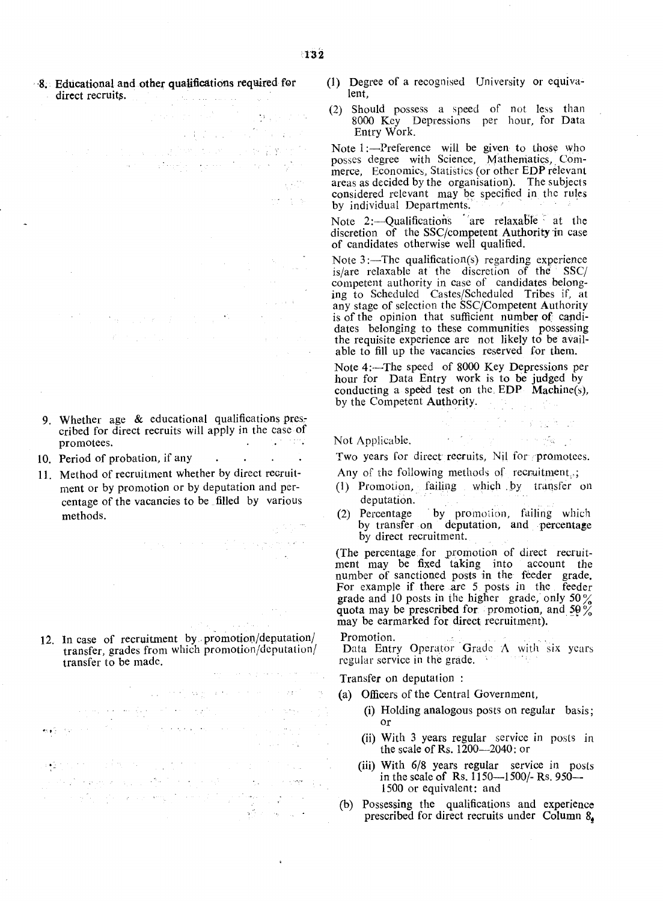| | |
|---|---|
| 8. Educational and other qualifications required for direct recruits. | (1) Degree of a recognised University or equivalent,<br>(2) Should possess a speed of not less than 8000 Key Depressions per hour, for Data Entry Work.<br><br>Note 1:—Preference will be given to those who posses degree with Science, Mathematics, Commerce, Economics, Statistics (or other EDP relevant areas as decided by the organisation). The subjects considered relevant may be specified in the rules by individual Departments.<br><br>Note 2:—Qualifications are relaxable at the discretion of the SSC/competent Authority in case of candidates otherwise well qualified.<br><br>Note 3:—The qualification(s) regarding experience is/are relaxable at the discretion of the SSC/competent authority in case of candidates belonging to Scheduled Castes/Scheduled Tribes if, at any stage of selection the SSC/Competent Authority is of the opinion that sufficient number of candidates belonging to these communities possessing the requisite experience are not likely to be available to fill up the vacancies reserved for them.<br><br>Note 4:—The speed of 8000 Key Depressions per hour for Data Entry work is to be judged by conducting a speed test on the EDP Machine(s), by the Competent Authority. |
| 9. Whether age & educational qualifications prescribed for direct recruits will apply in the case of promotees. | Not Applicable. |
| 10. Period of probation, if any | Two years for direct recruits, Nil for promotees. |
| 11. Method of recruitment whether by direct recruitment or by promotion or by deputation and percentage of the vacancies to be filled by various methods. | Any of the following methods of recruitment;<br>(1) Promotion, failing which by transfer on deputation.<br>(2) Percentage by promotion, failing which by transfer on deputation, and percentage by direct recruitment.<br><br>(The percentage for promotion of direct recruitment may be fixed taking into account the number of sanctioned posts in the feeder grade. For example if there are 5 posts in the feeder grade and 10 posts in the higher grade, only 50% quota may be prescribed for promotion, and 50% may be earmarked for direct recruitment). |
| 12. In case of recruitment by promotion/deputation/transfer, grades from which promotion/deputation/transfer to be made. | Promotion.<br>Data Entry Operator Grade A with six years regular service in the grade.<br><br>Transfer on deputation :<br>(a) Officers of the Central Government,<br>(i) Holding analogous posts on regular basis; or<br>(ii) With 3 years regular service in posts in the scale of Rs. 1200—2040; or<br>(iii) With 6/8 years regular service in posts in the scale of Rs. 1150—1500/- Rs. 950—1500 or equivalent: and<br>(b) Possessing the qualifications and experience prescribed for direct recruits under Column 8, |